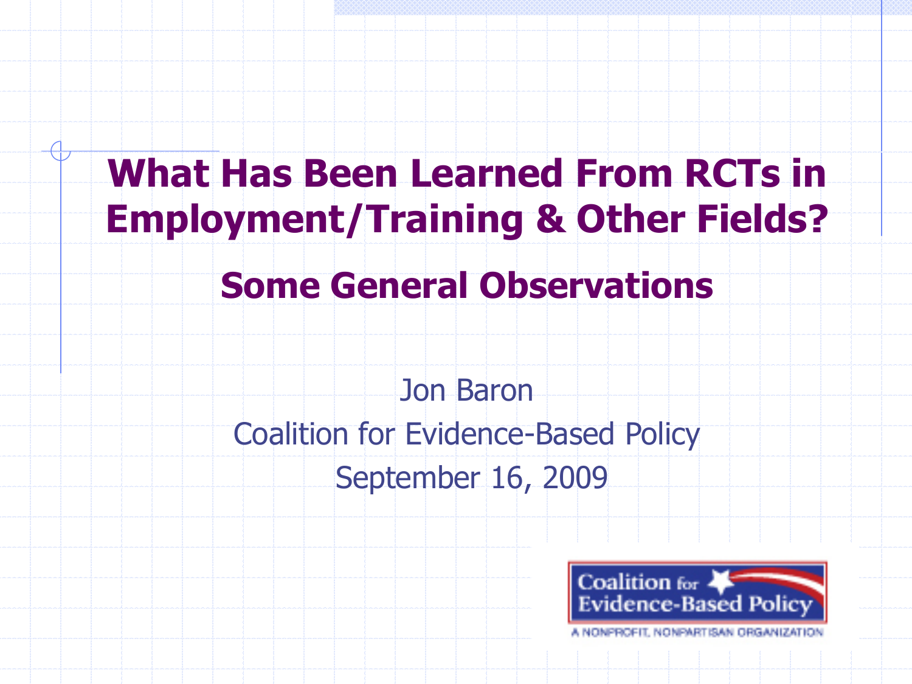# What Has Been Learned From RCTs in Employment/Training & Other Fields?

## Some General Observations

Jon Baron

Coalition for Evidence-Based Policy

September 16, 2009

Coalition for Evidence-Based Policy

A NONPROFIT, NONPARTISAN ORGANIZATION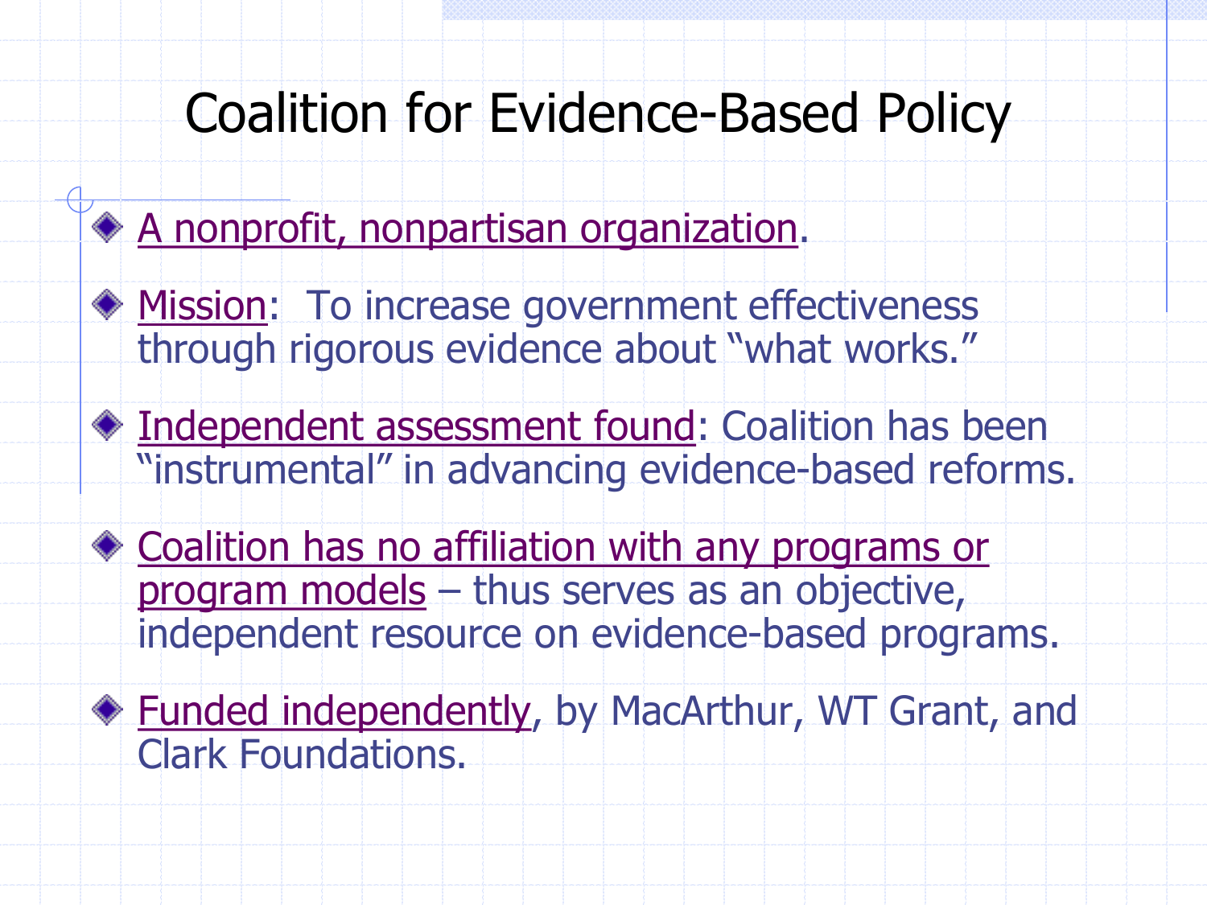# Coalition for Evidence-Based Policy

- A nonprofit, nonpartisan organization.
- Mission: To increase government effectiveness through rigorous evidence about "what works."
- Independent assessment found: Coalition has been "instrumental" in advancing evidence-based reforms.
- Coalition has no affiliation with any programs or program models – thus serves as an objective, independent resource on evidence-based programs.
- Funded independently, by MacArthur, WT Grant, and Clark Foundations.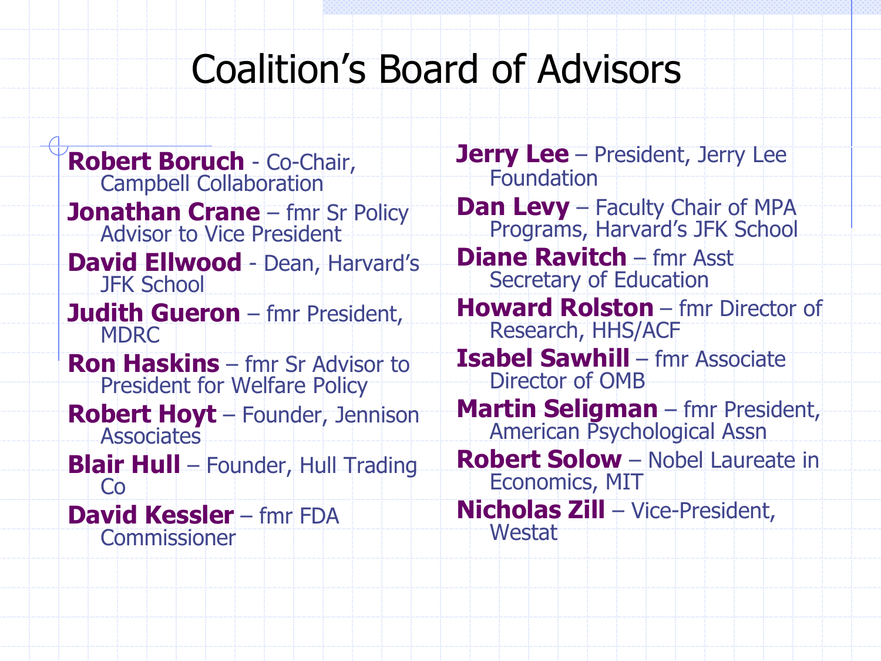# Coalition's Board of Advisors

- **Robert Boruch** - Co-Chair, Campbell Collaboration
- **Jonathan Crane** – fmr Sr Policy Advisor to Vice President
- **David Ellwood** - Dean, Harvard's JFK School
- **Judith Gueron** – fmr President, MDRC
- **Ron Haskins** – fmr Sr Advisor to President for Welfare Policy
- **Robert Hoyt** – Founder, Jennison Associates
- **Blair Hull** – Founder, Hull Trading Co
- **David Kessler** – fmr FDA Commissioner
- **Jerry Lee** – President, Jerry Lee Foundation
- **Dan Levy** – Faculty Chair of MPA Programs, Harvard's JFK School
- **Diane Ravitch** – fmr Asst Secretary of Education
- **Howard Rolston** – fmr Director of Research, HHS/ACF
- **Isabel Sawhill** – fmr Associate Director of OMB
- **Martin Seligman** – fmr President, American Psychological Assn
- **Robert Solow** – Nobel Laureate in Economics, MIT
- **Nicholas Zill** – Vice-President, Westat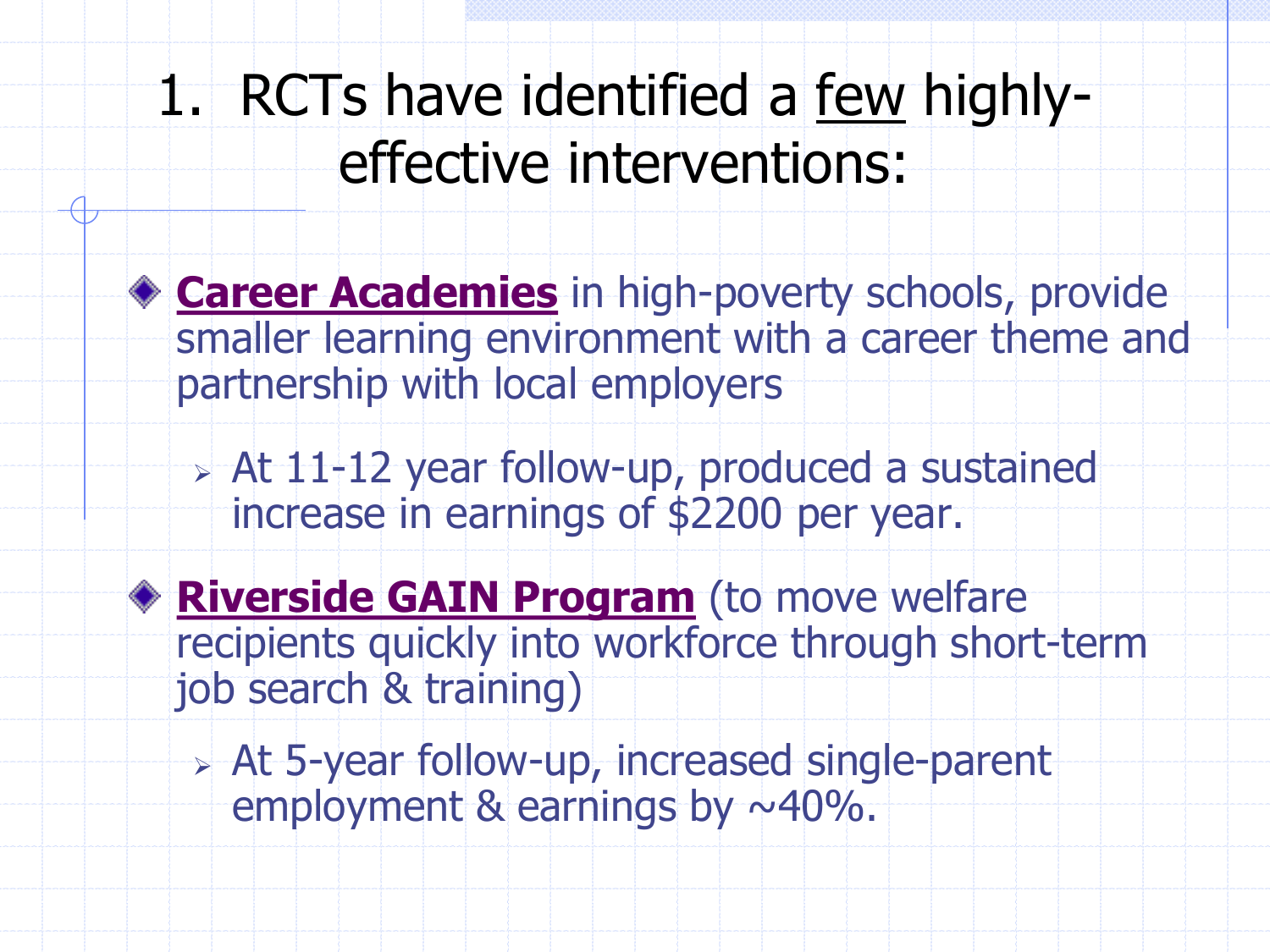# 1. RCTs have identified a few highly-effective interventions:

- **Career Academies** in high-poverty schools, provide smaller learning environment with a career theme and partnership with local employers
  - At 11-12 year follow-up, produced a sustained increase in earnings of $2200 per year.
- **Riverside GAIN Program** (to move welfare recipients quickly into workforce through short-term job search & training)
  - At 5-year follow-up, increased single-parent employment & earnings by ~40%.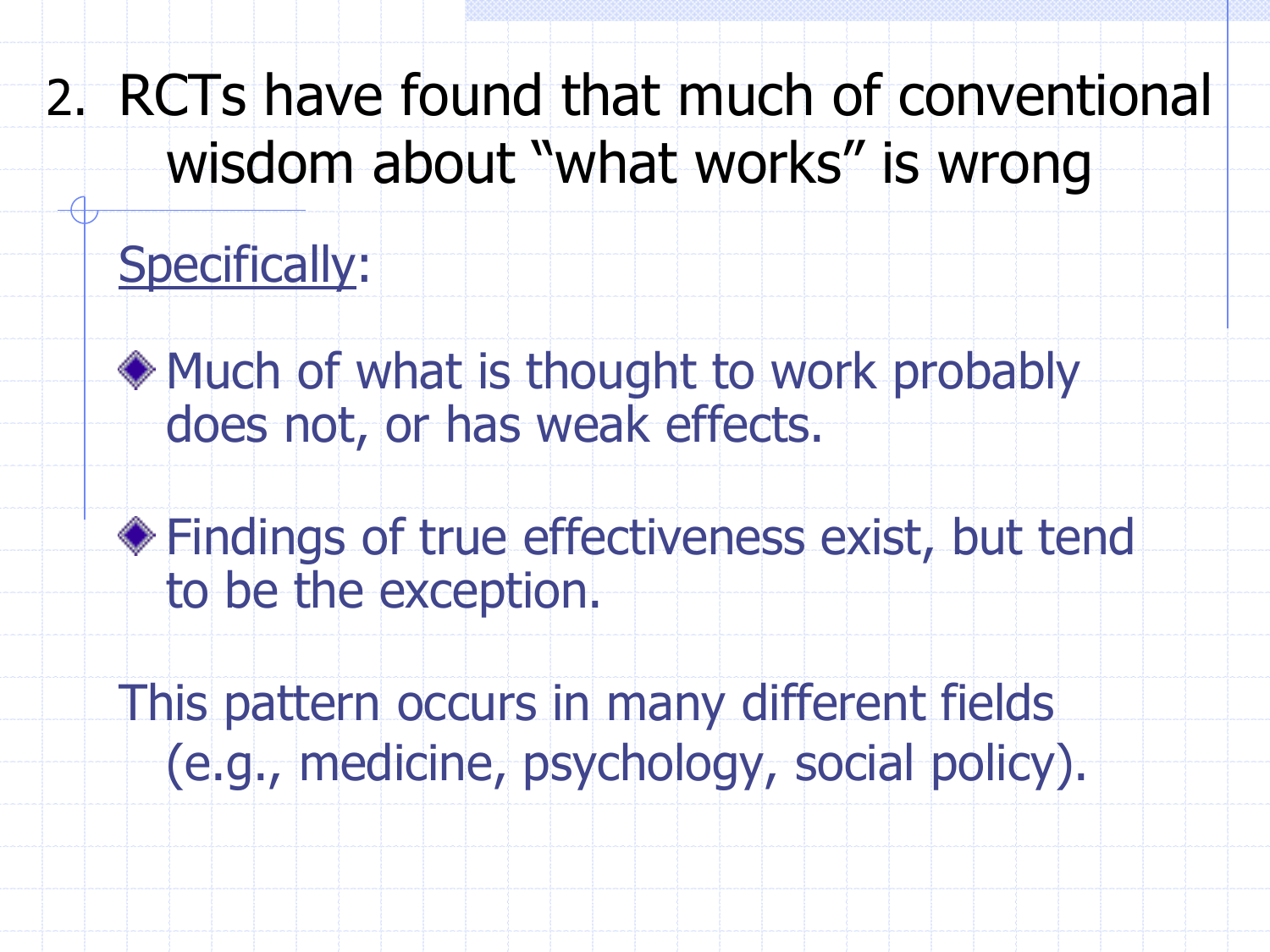## 2. RCTs have found that much of conventional wisdom about "what works" is wrong

Specifically:

- Much of what is thought to work probably does not, or has weak effects.
- Findings of true effectiveness exist, but tend to be the exception.

This pattern occurs in many different fields (e.g., medicine, psychology, social policy).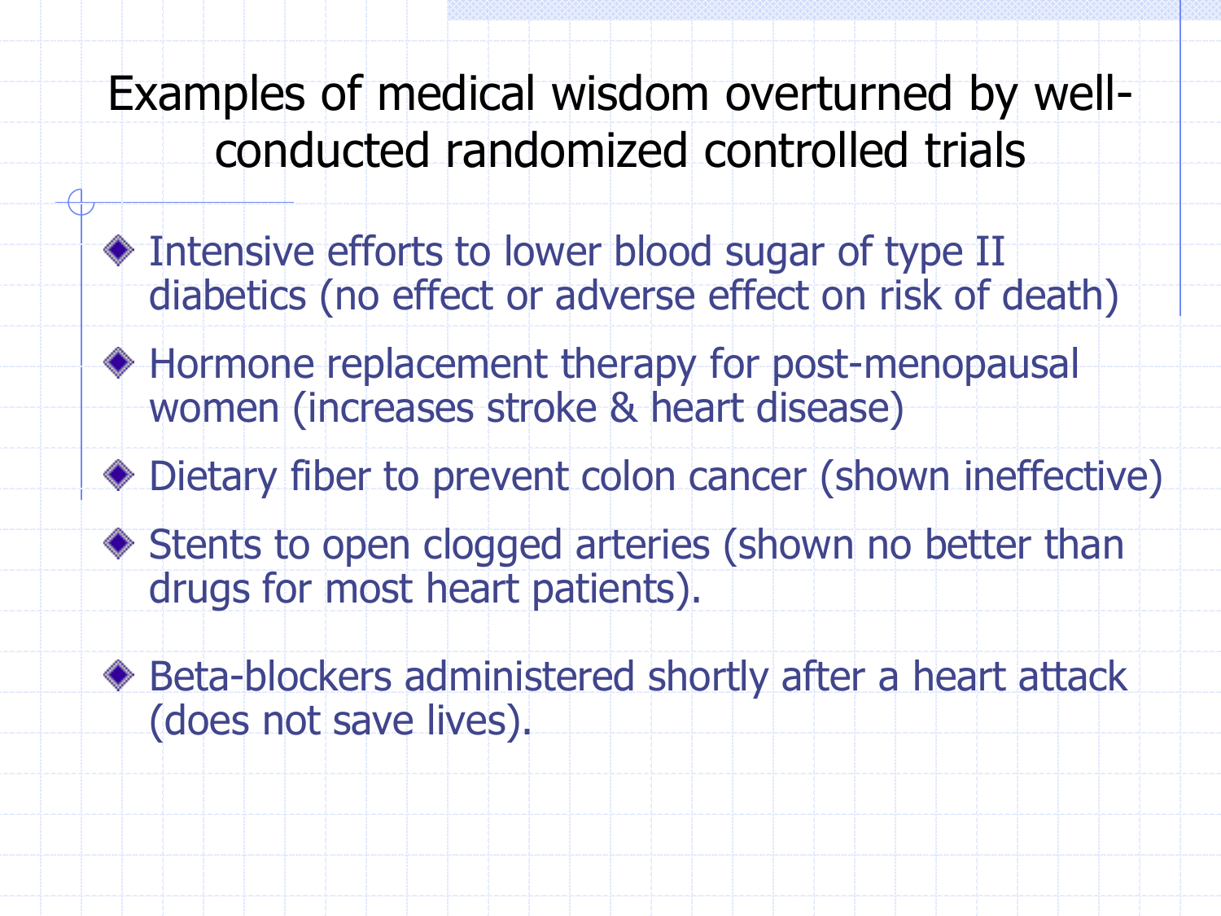# Examples of medical wisdom overturned by well-conducted randomized controlled trials

- Intensive efforts to lower blood sugar of type II diabetics (no effect or adverse effect on risk of death)
- Hormone replacement therapy for post-menopausal women (increases stroke & heart disease)
- Dietary fiber to prevent colon cancer (shown ineffective)
- Stents to open clogged arteries (shown no better than drugs for most heart patients).
- Beta-blockers administered shortly after a heart attack (does not save lives).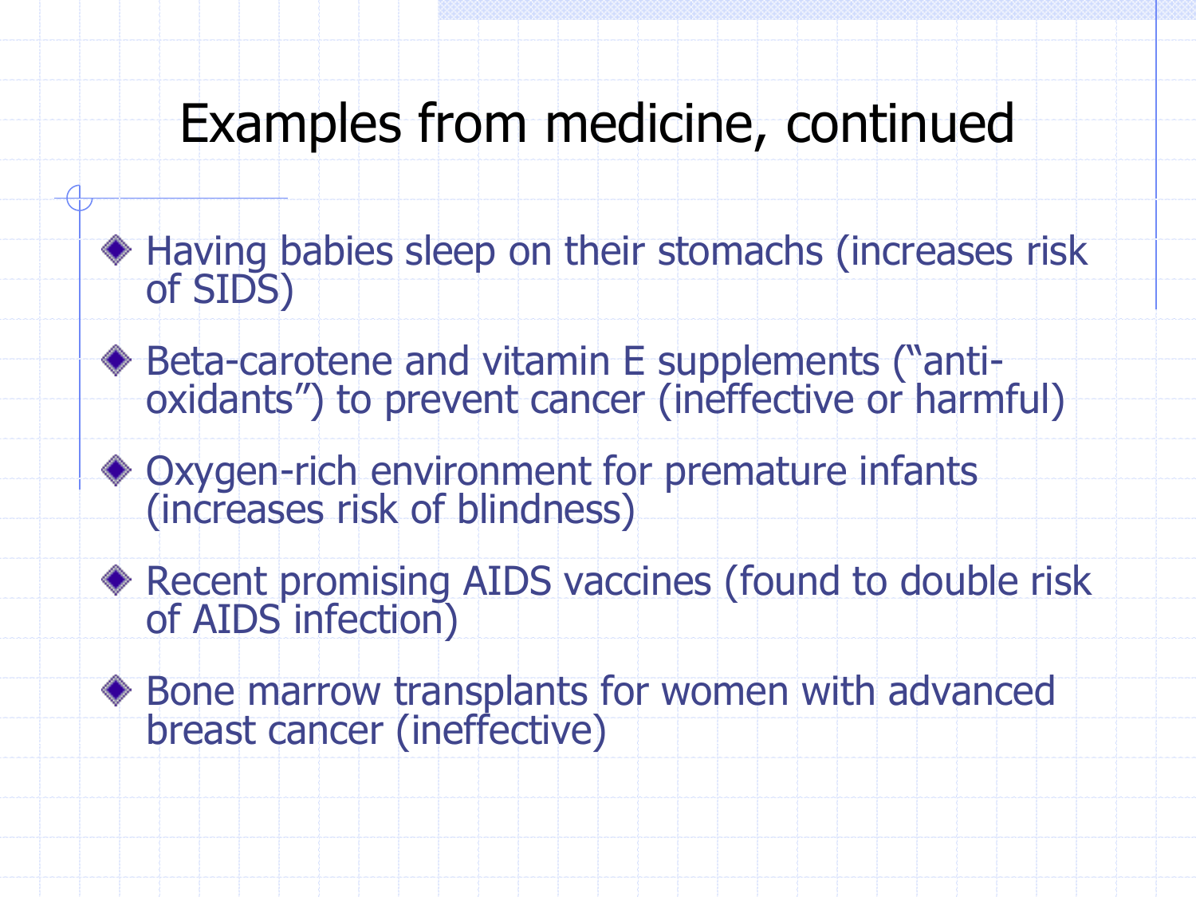# Examples from medicine, continued

- Having babies sleep on their stomachs (increases risk of SIDS)
- Beta-carotene and vitamin E supplements ("anti-oxidants") to prevent cancer (ineffective or harmful)
- Oxygen-rich environment for premature infants (increases risk of blindness)
- Recent promising AIDS vaccines (found to double risk of AIDS infection)
- Bone marrow transplants for women with advanced breast cancer (ineffective)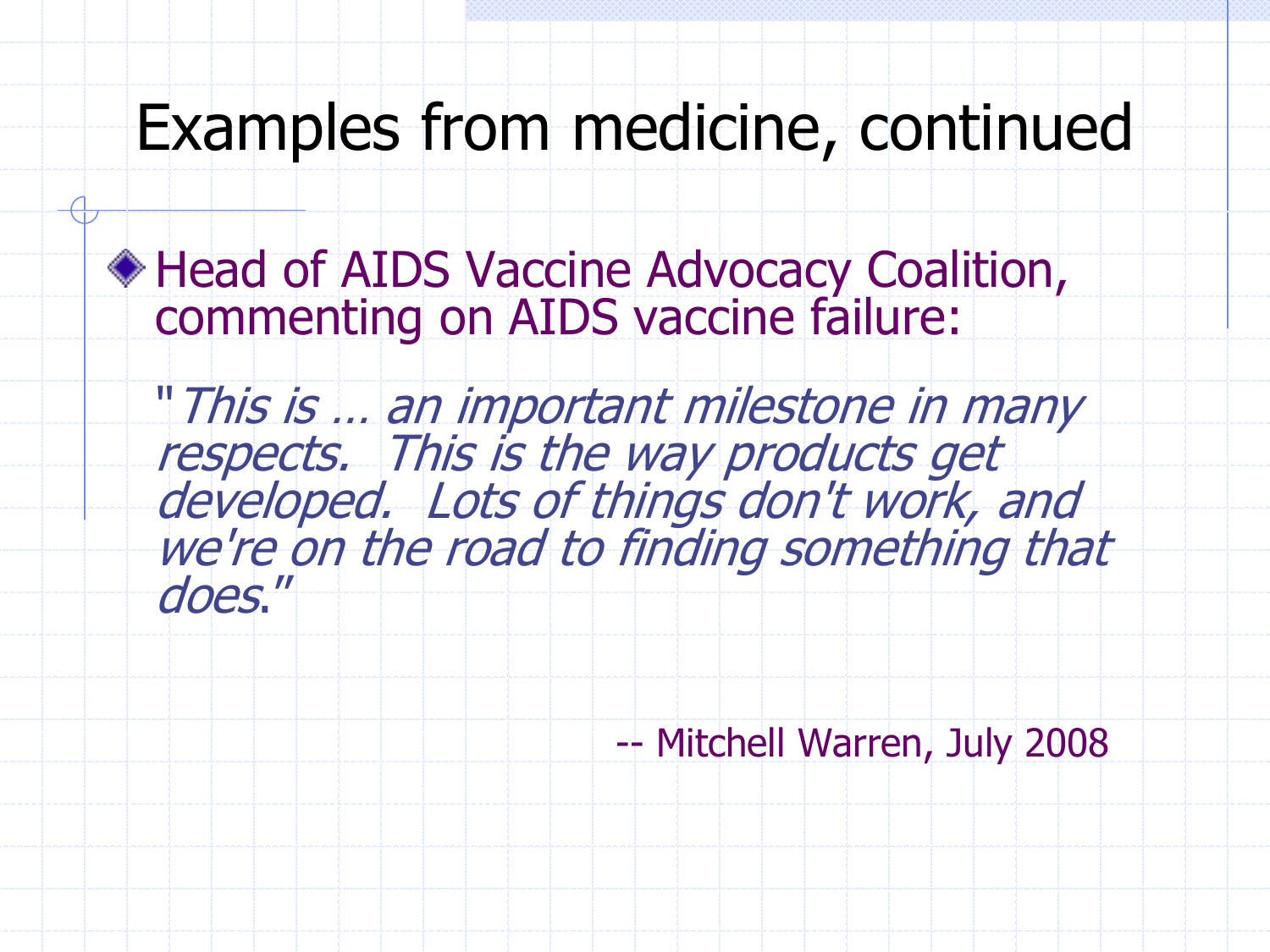# Examples from medicine, continued

- Head of AIDS Vaccine Advocacy Coalition, commenting on AIDS vaccine failure:

  "*This is … an important milestone in many respects. This is the way products get developed. Lots of things don't work, and we're on the road to finding something that does*."

  -- Mitchell Warren, July 2008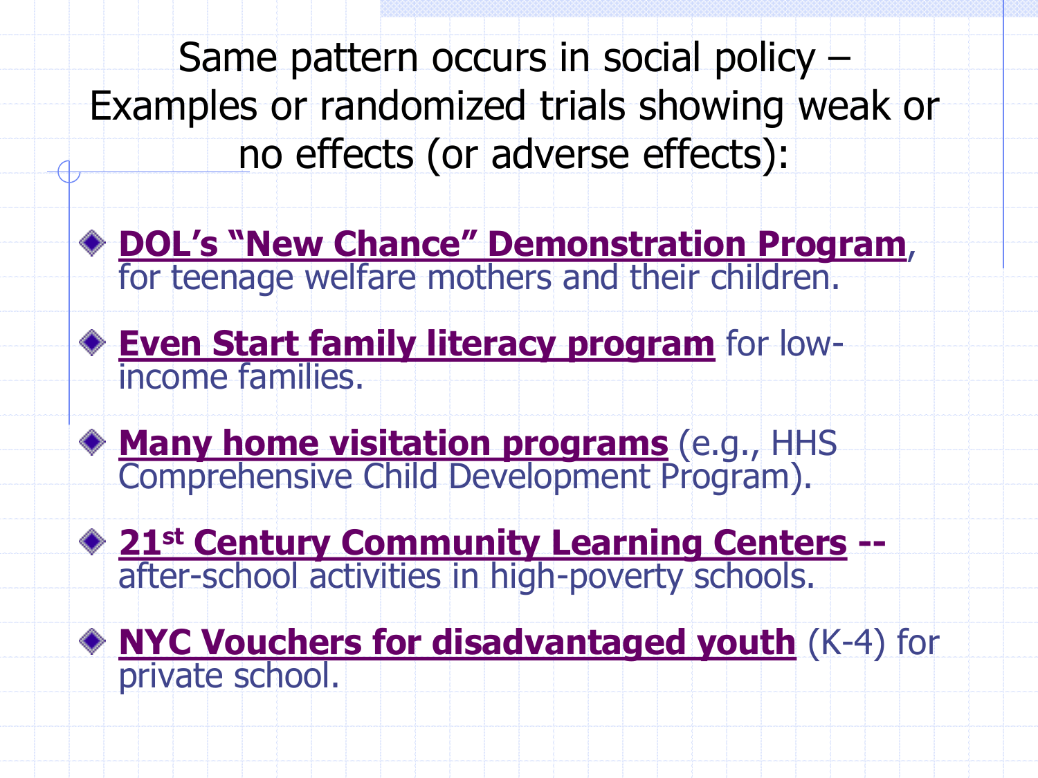# Same pattern occurs in social policy – Examples or randomized trials showing weak or no effects (or adverse effects):

- **DOL's "New Chance" Demonstration Program**, for teenage welfare mothers and their children.
- **Even Start family literacy program** for low-income families.
- **Many home visitation programs** (e.g., HHS Comprehensive Child Development Program).
- **21st Century Community Learning Centers --** after-school activities in high-poverty schools.
- **NYC Vouchers for disadvantaged youth** (K-4) for private school.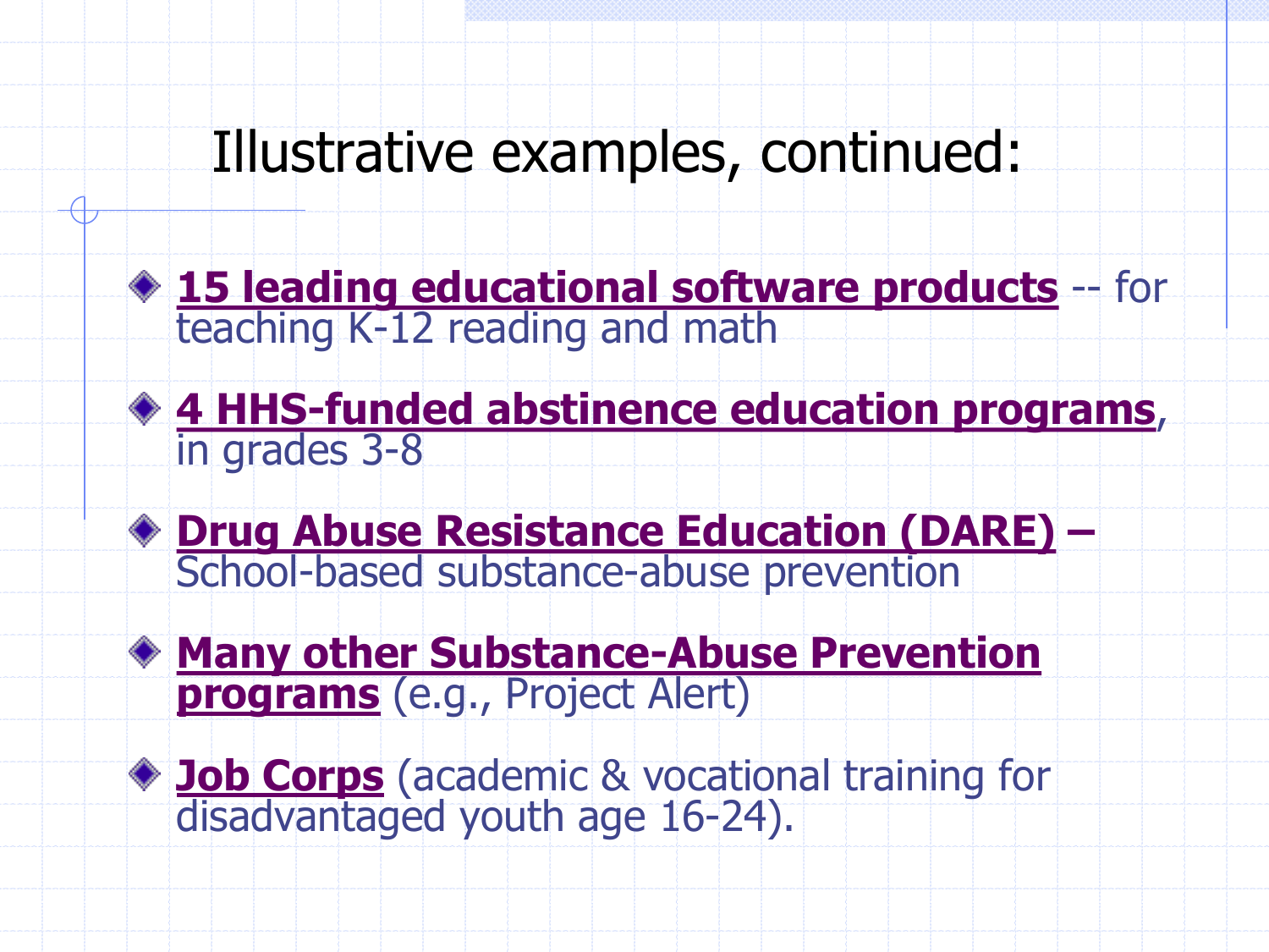# Illustrative examples, continued:

- **15 leading educational software products** -- for teaching K-12 reading and math
- **4 HHS-funded abstinence education programs**, in grades 3-8
- **Drug Abuse Resistance Education (DARE) –** School-based substance-abuse prevention
- **Many other Substance-Abuse Prevention programs** (e.g., Project Alert)
- **Job Corps** (academic & vocational training for disadvantaged youth age 16-24).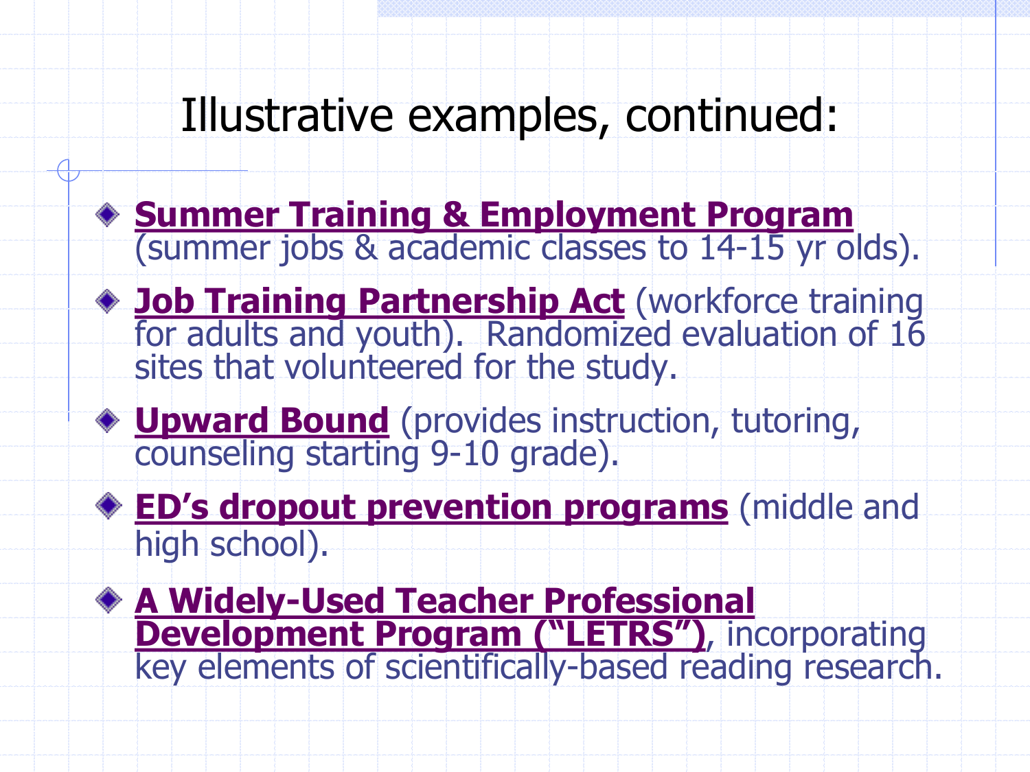# Illustrative examples, continued:

- **Summer Training & Employment Program** (summer jobs & academic classes to 14-15 yr olds).
- **Job Training Partnership Act** (workforce training for adults and youth). Randomized evaluation of 16 sites that volunteered for the study.
- **Upward Bound** (provides instruction, tutoring, counseling starting 9-10 grade).
- **ED's dropout prevention programs** (middle and high school).
- **A Widely-Used Teacher Professional Development Program ("LETRS")**, incorporating key elements of scientifically-based reading research.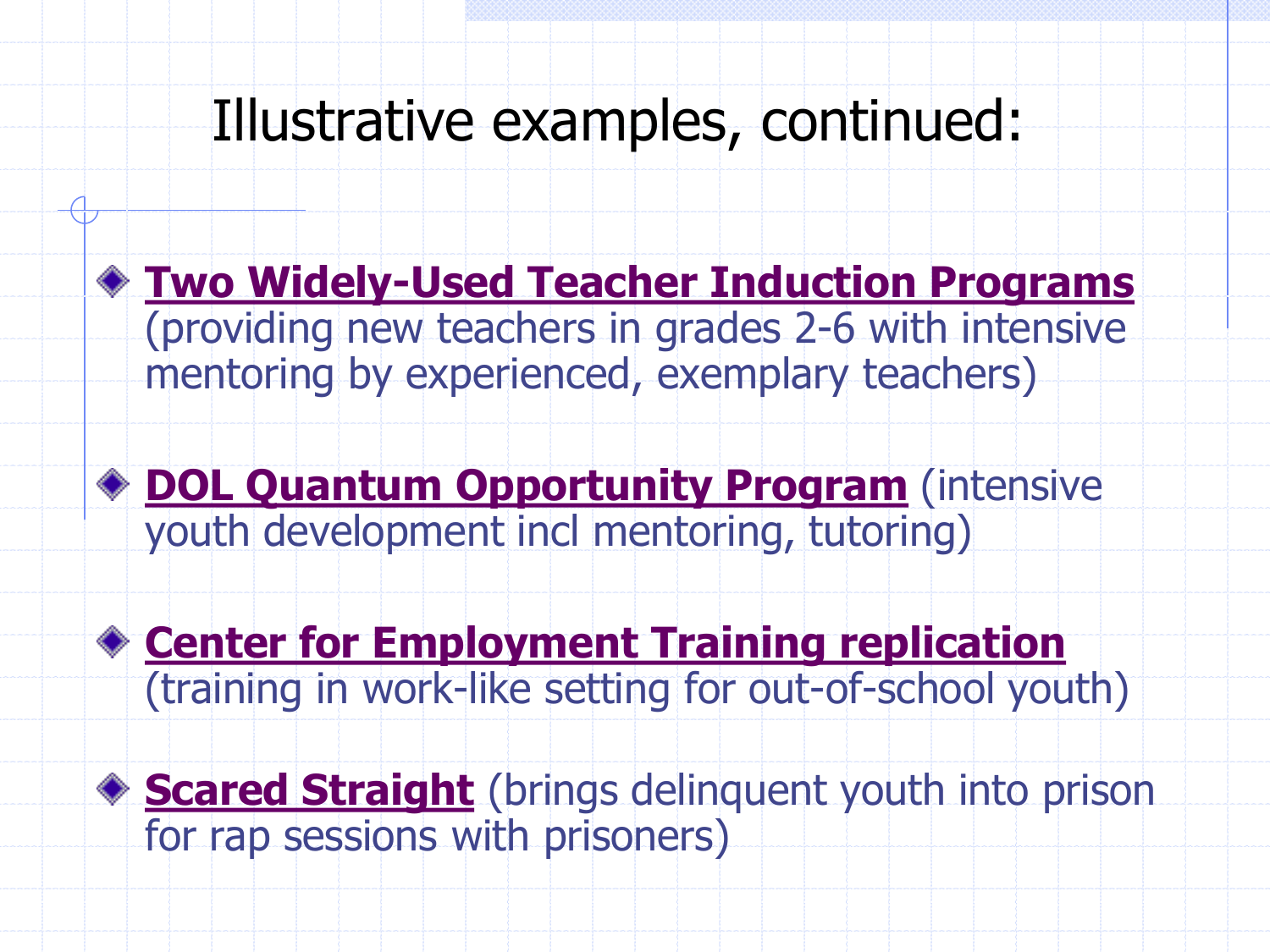# Illustrative examples, continued:

- **Two Widely-Used Teacher Induction Programs** (providing new teachers in grades 2-6 with intensive mentoring by experienced, exemplary teachers)
- **DOL Quantum Opportunity Program** (intensive youth development incl mentoring, tutoring)
- **Center for Employment Training replication** (training in work-like setting for out-of-school youth)
- **Scared Straight** (brings delinquent youth into prison for rap sessions with prisoners)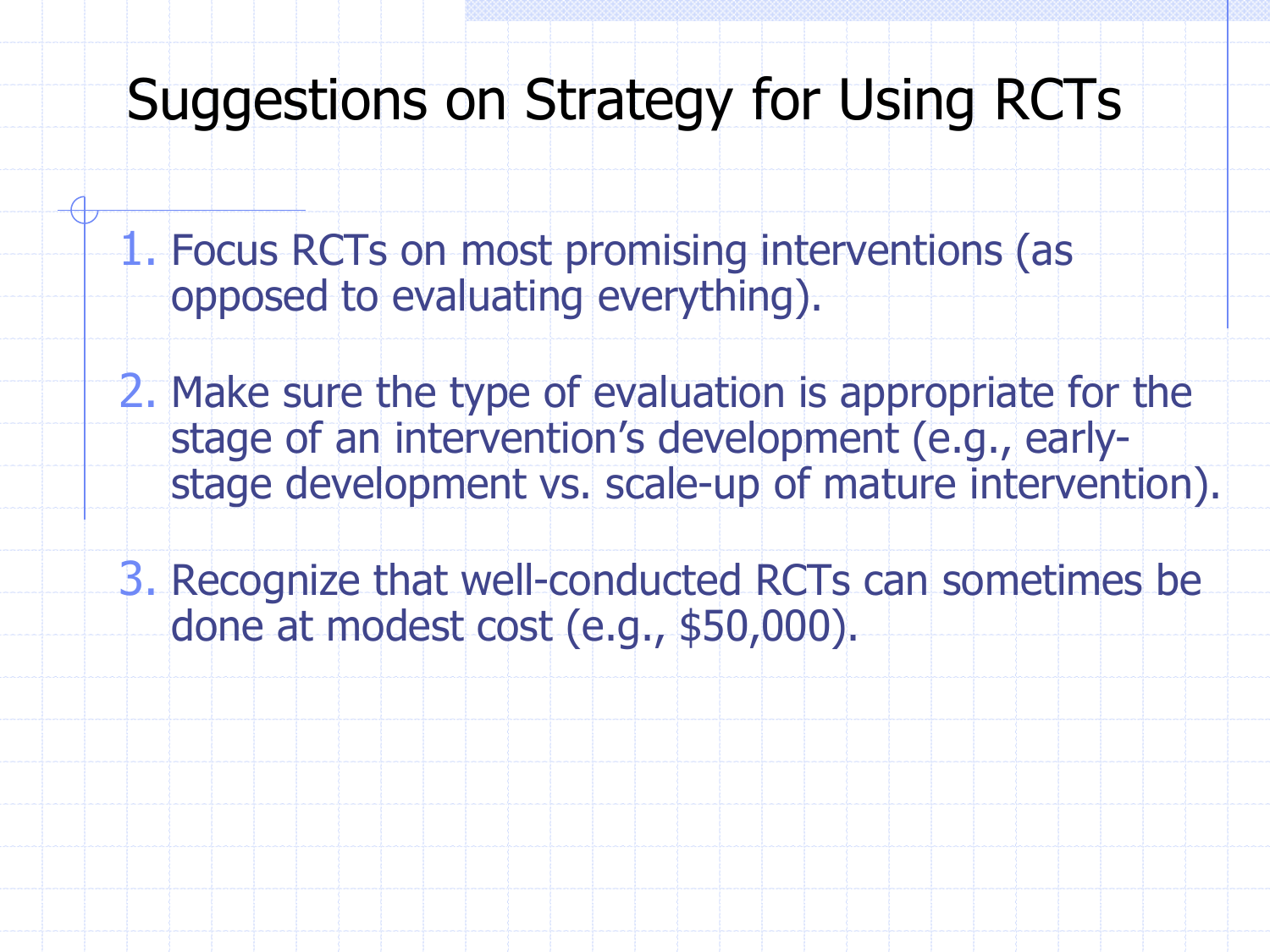# Suggestions on Strategy for Using RCTs

1. Focus RCTs on most promising interventions (as opposed to evaluating everything).

2. Make sure the type of evaluation is appropriate for the stage of an intervention's development (e.g., early-stage development vs. scale-up of mature intervention).

3. Recognize that well-conducted RCTs can sometimes be done at modest cost (e.g., $50,000).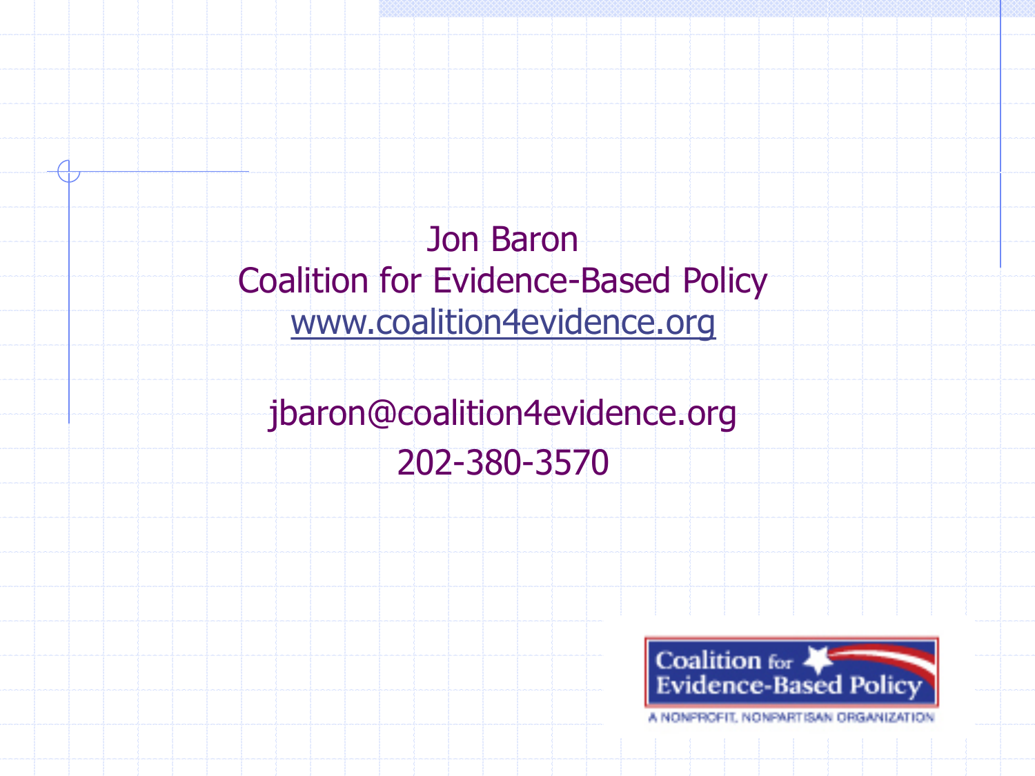Jon Baron

Coalition for Evidence-Based Policy

www.coalition4evidence.org

jbaron@coalition4evidence.org

202-380-3570

Coalition for Evidence-Based Policy

A NONPROFIT, NONPARTISAN ORGANIZATION